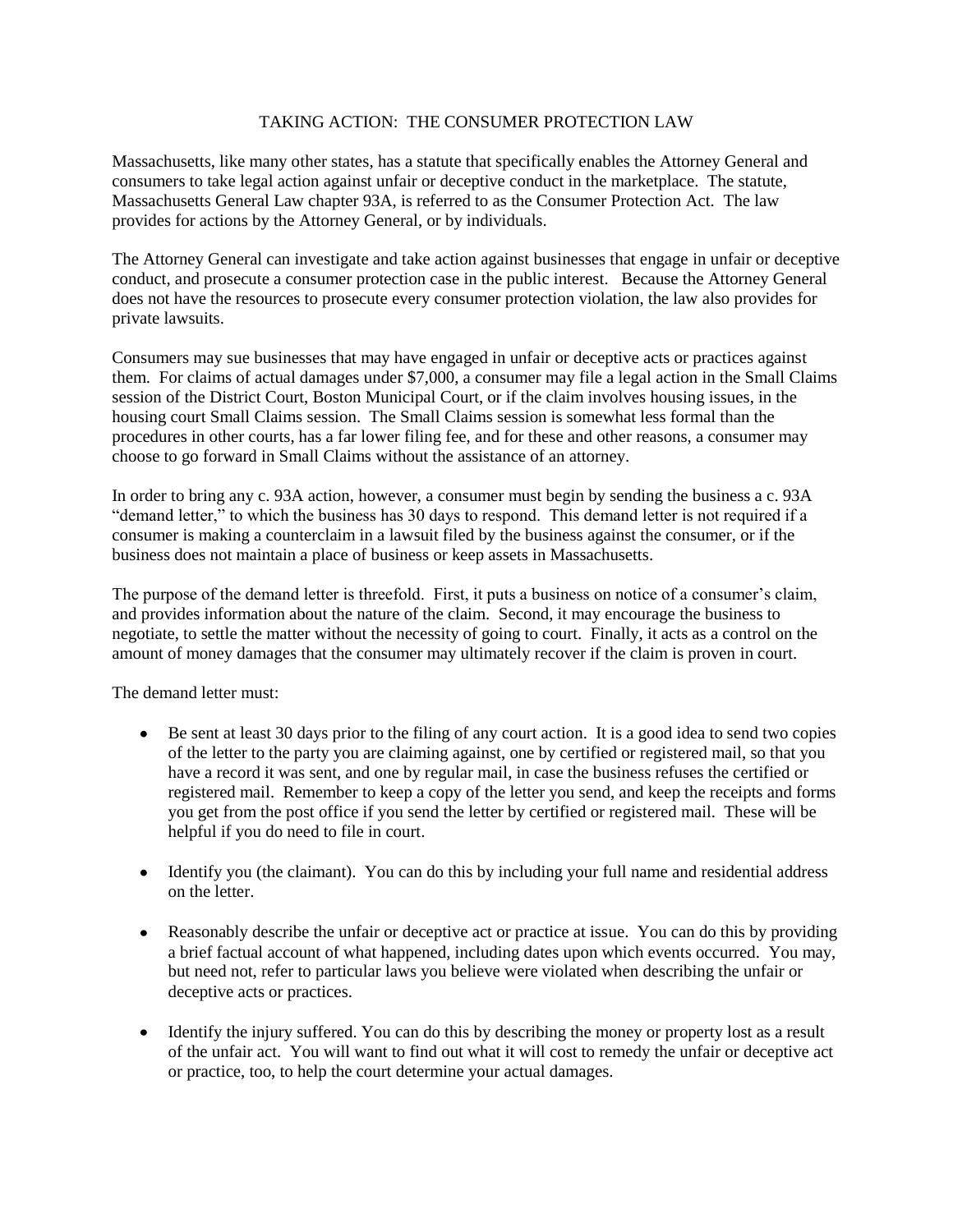# TAKING ACTION: THE CONSUMER PROTECTION LAW

Massachusetts, like many other states, has a statute that specifically enables the Attorney General and consumers to take legal action against unfair or deceptive conduct in the marketplace. The statute, Massachusetts General Law chapter 93A, is referred to as the Consumer Protection Act. The law provides for actions by the Attorney General, or by individuals.

The Attorney General can investigate and take action against businesses that engage in unfair or deceptive conduct, and prosecute a consumer protection case in the public interest. Because the Attorney General does not have the resources to prosecute every consumer protection violation, the law also provides for private lawsuits.

Consumers may sue businesses that may have engaged in unfair or deceptive acts or practices against them. For claims of actual damages under $7,000, a consumer may file a legal action in the Small Claims session of the District Court, Boston Municipal Court, or if the claim involves housing issues, in the housing court Small Claims session. The Small Claims session is somewhat less formal than the procedures in other courts, has a far lower filing fee, and for these and other reasons, a consumer may choose to go forward in Small Claims without the assistance of an attorney.

In order to bring any c. 93A action, however, a consumer must begin by sending the business a c. 93A "demand letter," to which the business has 30 days to respond. This demand letter is not required if a consumer is making a counterclaim in a lawsuit filed by the business against the consumer, or if the business does not maintain a place of business or keep assets in Massachusetts.

The purpose of the demand letter is threefold. First, it puts a business on notice of a consumer's claim, and provides information about the nature of the claim. Second, it may encourage the business to negotiate, to settle the matter without the necessity of going to court. Finally, it acts as a control on the amount of money damages that the consumer may ultimately recover if the claim is proven in court.

The demand letter must:

- Be sent at least 30 days prior to the filing of any court action. It is a good idea to send two copies of the letter to the party you are claiming against, one by certified or registered mail, so that you have a record it was sent, and one by regular mail, in case the business refuses the certified or registered mail. Remember to keep a copy of the letter you send, and keep the receipts and forms you get from the post office if you send the letter by certified or registered mail. These will be helpful if you do need to file in court.

- Identify you (the claimant). You can do this by including your full name and residential address on the letter.

- Reasonably describe the unfair or deceptive act or practice at issue. You can do this by providing a brief factual account of what happened, including dates upon which events occurred. You may, but need not, refer to particular laws you believe were violated when describing the unfair or deceptive acts or practices.

- Identify the injury suffered. You can do this by describing the money or property lost as a result of the unfair act. You will want to find out what it will cost to remedy the unfair or deceptive act or practice, too, to help the court determine your actual damages.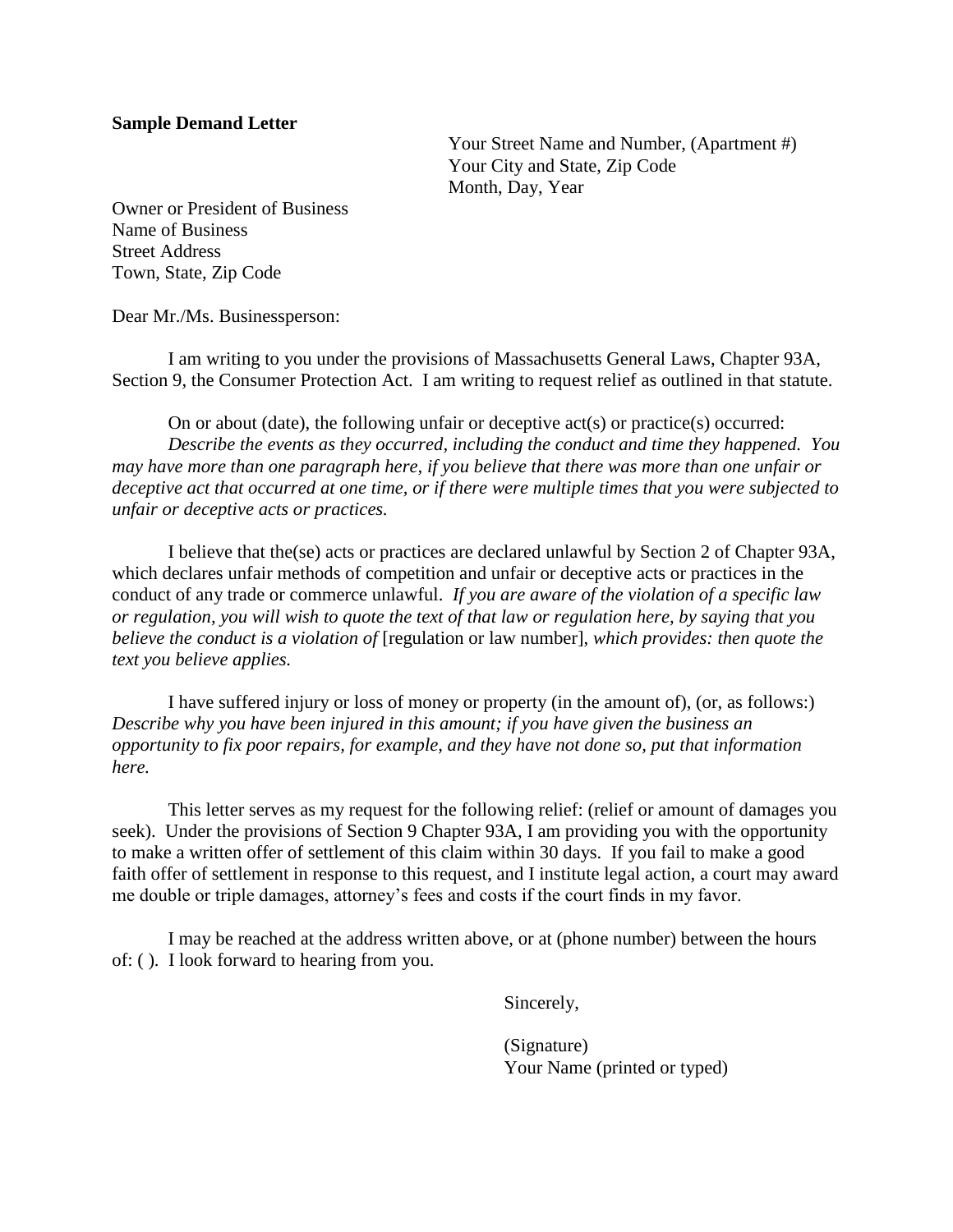**Sample Demand Letter**

Your Street Name and Number, (Apartment #)
Your City and State, Zip Code
Month, Day, Year

Owner or President of Business
Name of Business
Street Address
Town, State, Zip Code

Dear Mr./Ms. Businessperson:

I am writing to you under the provisions of Massachusetts General Laws, Chapter 93A, Section 9, the Consumer Protection Act. I am writing to request relief as outlined in that statute.

On or about (date), the following unfair or deceptive act(s) or practice(s) occurred:
*Describe the events as they occurred, including the conduct and time they happened. You may have more than one paragraph here, if you believe that there was more than one unfair or deceptive act that occurred at one time, or if there were multiple times that you were subjected to unfair or deceptive acts or practices.*

I believe that the(se) acts or practices are declared unlawful by Section 2 of Chapter 93A, which declares unfair methods of competition and unfair or deceptive acts or practices in the conduct of any trade or commerce unlawful. *If you are aware of the violation of a specific law or regulation, you will wish to quote the text of that law or regulation here, by saying that you believe the conduct is a violation of* [regulation or law number], *which provides: then quote the text you believe applies.*

I have suffered injury or loss of money or property (in the amount of), (or, as follows:) *Describe why you have been injured in this amount; if you have given the business an opportunity to fix poor repairs, for example, and they have not done so, put that information here.*

This letter serves as my request for the following relief: (relief or amount of damages you seek). Under the provisions of Section 9 Chapter 93A, I am providing you with the opportunity to make a written offer of settlement of this claim within 30 days. If you fail to make a good faith offer of settlement in response to this request, and I institute legal action, a court may award me double or triple damages, attorney's fees and costs if the court finds in my favor.

I may be reached at the address written above, or at (phone number) between the hours of: ( ). I look forward to hearing from you.

Sincerely,

(Signature)
Your Name (printed or typed)